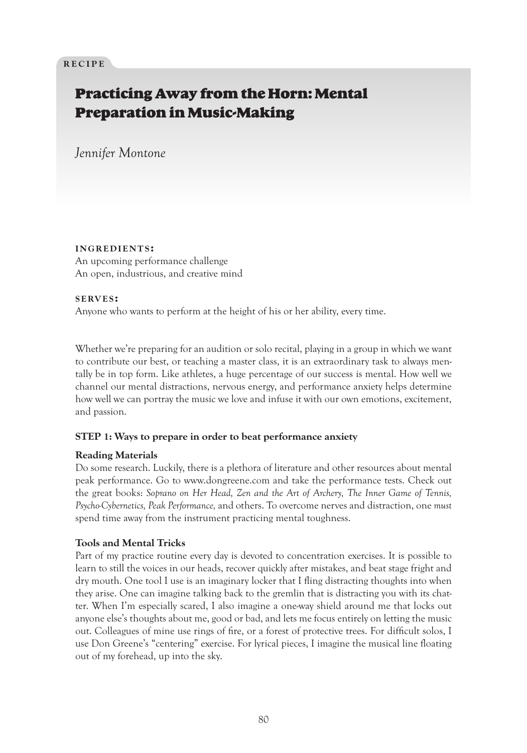**RECIPE**

# Practicing Away from the Horn: Mental Preparation in Music-Making

*Jennifer Montone*

**INGREDIENTS:**
An upcoming performance challenge
An open, industrious, and creative mind

**SERVES:**
Anyone who wants to perform at the height of his or her ability, every time.

Whether we're preparing for an audition or solo recital, playing in a group in which we want to contribute our best, or teaching a master class, it is an extraordinary task to always mentally be in top form. Like athletes, a huge percentage of our success is mental. How well we channel our mental distractions, nervous energy, and performance anxiety helps determine how well we can portray the music we love and infuse it with our own emotions, excitement, and passion.

### STEP 1: Ways to prepare in order to beat performance anxiety

**Reading Materials**

Do some research. Luckily, there is a plethora of literature and other resources about mental peak performance. Go to www.dongreene.com and take the performance tests. Check out the great books: *Soprano on Her Head, Zen and the Art of Archery, The Inner Game of Tennis, Psycho-Cybernetics, Peak Performance,* and others. To overcome nerves and distraction, one *must* spend time away from the instrument practicing mental toughness.

**Tools and Mental Tricks**

Part of my practice routine every day is devoted to concentration exercises. It is possible to learn to still the voices in our heads, recover quickly after mistakes, and beat stage fright and dry mouth. One tool I use is an imaginary locker that I fling distracting thoughts into when they arise. One can imagine talking back to the gremlin that is distracting you with its chatter. When I'm especially scared, I also imagine a one-way shield around me that locks out anyone else's thoughts about me, good or bad, and lets me focus entirely on letting the music out. Colleagues of mine use rings of fire, or a forest of protective trees. For difficult solos, I use Don Greene's "centering" exercise. For lyrical pieces, I imagine the musical line floating out of my forehead, up into the sky.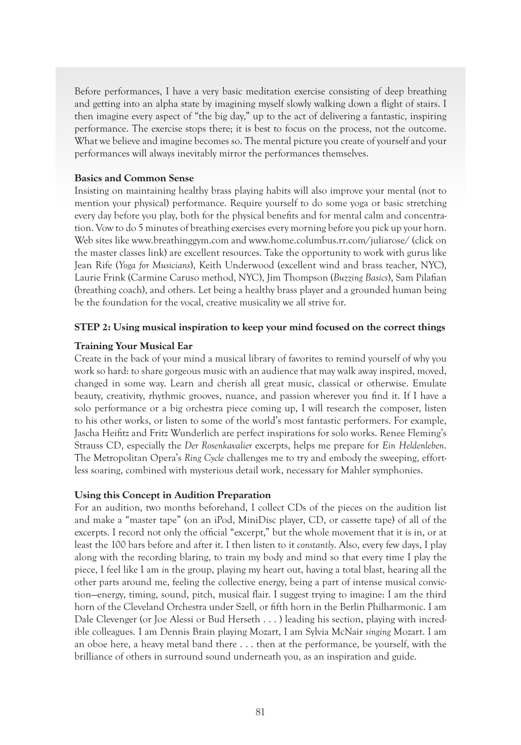Before performances, I have a very basic meditation exercise consisting of deep breathing and getting into an alpha state by imagining myself slowly walking down a flight of stairs. I then imagine every aspect of "the big day," up to the act of delivering a fantastic, inspiring performance. The exercise stops there; it is best to focus on the process, not the outcome. What we believe and imagine becomes so. The mental picture you create of yourself and your performances will always inevitably mirror the performances themselves.

**Basics and Common Sense**

Insisting on maintaining healthy brass playing habits will also improve your mental (not to mention your physical) performance. Require yourself to do some yoga or basic stretching every day before you play, both for the physical benefits and for mental calm and concentration. Vow to do 5 minutes of breathing exercises every morning before you pick up your horn. Web sites like www.breathinggym.com and www.home.columbus.rr.com/juliarose/ (click on the master classes link) are excellent resources. Take the opportunity to work with gurus like Jean Rife (*Yoga for Musicians*), Keith Underwood (excellent wind and brass teacher, NYC), Laurie Frink (Carmine Caruso method, NYC), Jim Thompson (*Buzzing Basics*), Sam Pilafian (breathing coach), and others. Let being a healthy brass player and a grounded human being be the foundation for the vocal, creative musicality we all strive for.

**STEP 2: Using musical inspiration to keep your mind focused on the correct things**

**Training Your Musical Ear**

Create in the back of your mind a musical library of favorites to remind yourself of why you work so hard: to share gorgeous music with an audience that may walk away inspired, moved, changed in some way. Learn and cherish all great music, classical or otherwise. Emulate beauty, creativity, rhythmic grooves, nuance, and passion wherever you find it. If I have a solo performance or a big orchestra piece coming up, I will research the composer, listen to his other works, or listen to some of the world's most fantastic performers. For example, Jascha Heifitz and Fritz Wunderlich are perfect inspirations for solo works. Renee Fleming's Strauss CD, especially the *Der Rosenkavalier* excerpts, helps me prepare for *Ein Heldenleben*. The Metropolitan Opera's *Ring Cycle* challenges me to try and embody the sweeping, effortless soaring, combined with mysterious detail work, necessary for Mahler symphonies.

**Using this Concept in Audition Preparation**

For an audition, two months beforehand, I collect CDs of the pieces on the audition list and make a "master tape" (on an iPod, MiniDisc player, CD, or cassette tape) of all of the excerpts. I record not only the official "excerpt," but the whole movement that it is in, or at least the 100 bars before and after it. I then listen to it *constantly*. Also, every few days, I play along with the recording blaring, to train my body and mind so that every time I play the piece, I feel like I am *in* the group, playing my heart out, having a total blast, hearing all the other parts around me, feeling the collective energy, being a part of intense musical conviction—energy, timing, sound, pitch, musical flair. I suggest trying to imagine: I am the third horn of the Cleveland Orchestra under Szell, or fifth horn in the Berlin Philharmonic. I am Dale Clevenger (or Joe Alessi or Bud Herseth . . . ) leading his section, playing with incredible colleagues. I am Dennis Brain playing Mozart, I am Sylvia McNair *singing* Mozart. I am an oboe here, a heavy metal band there . . . then at the performance, be yourself, with the brilliance of others in surround sound underneath you, as an inspiration and guide.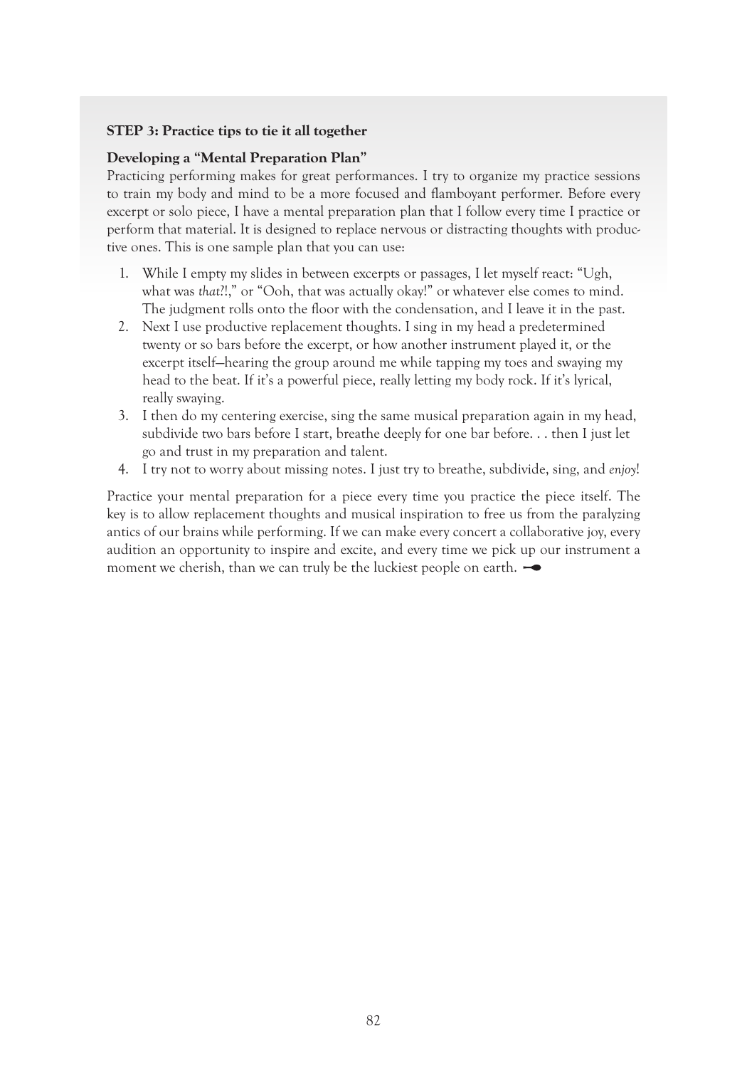**STEP 3: Practice tips to tie it all together**

**Developing a "Mental Preparation Plan"**

Practicing performing makes for great performances. I try to organize my practice sessions to train my body and mind to be a more focused and flamboyant performer. Before every excerpt or solo piece, I have a mental preparation plan that I follow every time I practice or perform that material. It is designed to replace nervous or distracting thoughts with productive ones. This is one sample plan that you can use:

1. While I empty my slides in between excerpts or passages, I let myself react: "Ugh, what was *that*?!," or "Ooh, that was actually okay!" or whatever else comes to mind. The judgment rolls onto the floor with the condensation, and I leave it in the past.
2. Next I use productive replacement thoughts. I sing in my head a predetermined twenty or so bars before the excerpt, or how another instrument played it, or the excerpt itself—hearing the group around me while tapping my toes and swaying my head to the beat. If it's a powerful piece, really letting my body rock. If it's lyrical, really swaying.
3. I then do my centering exercise, sing the same musical preparation again in my head, subdivide two bars before I start, breathe deeply for one bar before. . . then I just let go and trust in my preparation and talent.
4. I try not to worry about missing notes. I just try to breathe, subdivide, sing, and *enjoy*!

Practice your mental preparation for a piece every time you practice the piece itself. The key is to allow replacement thoughts and musical inspiration to free us from the paralyzing antics of our brains while performing. If we can make every concert a collaborative joy, every audition an opportunity to inspire and excite, and every time we pick up our instrument a moment we cherish, than we can truly be the luckiest people on earth.